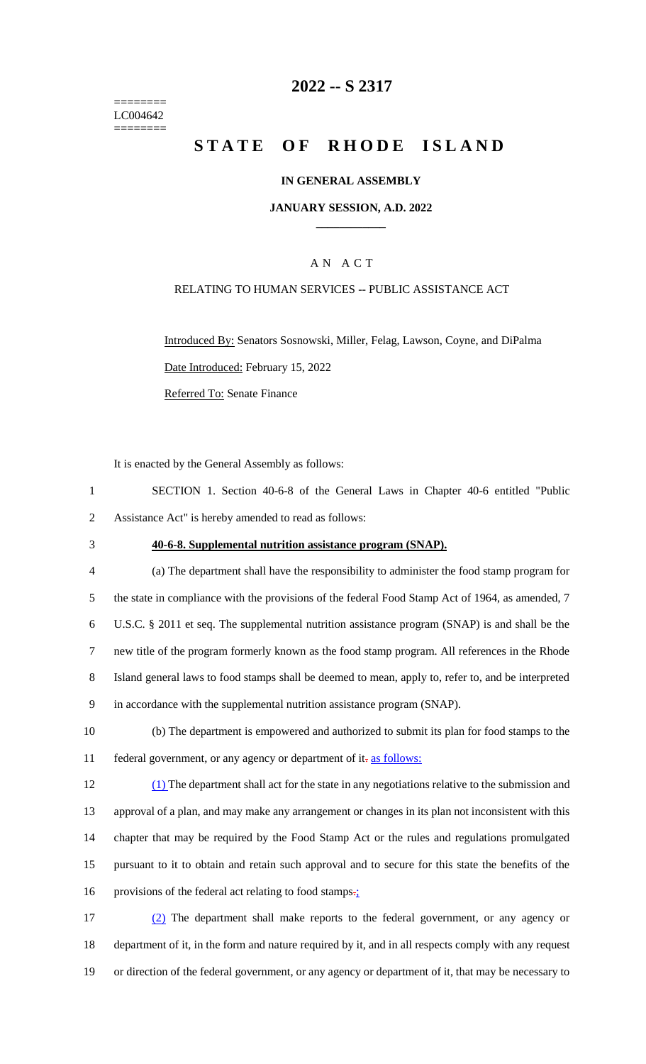========
LC004642
========

# 2022 -- S 2317

# STATE OF RHODE ISLAND

## IN GENERAL ASSEMBLY

### JANUARY SESSION, A.D. 2022

### A N A C T

RELATING TO HUMAN SERVICES -- PUBLIC ASSISTANCE ACT

Introduced By: Senators Sosnowski, Miller, Felag, Lawson, Coyne, and DiPalma

Date Introduced: February 15, 2022

Referred To: Senate Finance

It is enacted by the General Assembly as follows:

1 SECTION 1. Section 40-6-8 of the General Laws in Chapter 40-6 entitled "Public
2 Assistance Act" is hereby amended to read as follows:

3 **40-6-8. Supplemental nutrition assistance program (SNAP).**

4 (a) The department shall have the responsibility to administer the food stamp program for
5 the state in compliance with the provisions of the federal Food Stamp Act of 1964, as amended, 7
6 U.S.C. § 2011 et seq. The supplemental nutrition assistance program (SNAP) is and shall be the
7 new title of the program formerly known as the food stamp program. All references in the Rhode
8 Island general laws to food stamps shall be deemed to mean, apply to, refer to, and be interpreted
9 in accordance with the supplemental nutrition assistance program (SNAP).

10 (b) The department is empowered and authorized to submit its plan for food stamps to the
11 federal government, or any agency or department of it. as follows:

12 (1) The department shall act for the state in any negotiations relative to the submission and
13 approval of a plan, and may make any arrangement or changes in its plan not inconsistent with this
14 chapter that may be required by the Food Stamp Act or the rules and regulations promulgated
15 pursuant to it to obtain and retain such approval and to secure for this state the benefits of the
16 provisions of the federal act relating to food stamps.;

17 (2) The department shall make reports to the federal government, or any agency or
18 department of it, in the form and nature required by it, and in all respects comply with any request
19 or direction of the federal government, or any agency or department of it, that may be necessary to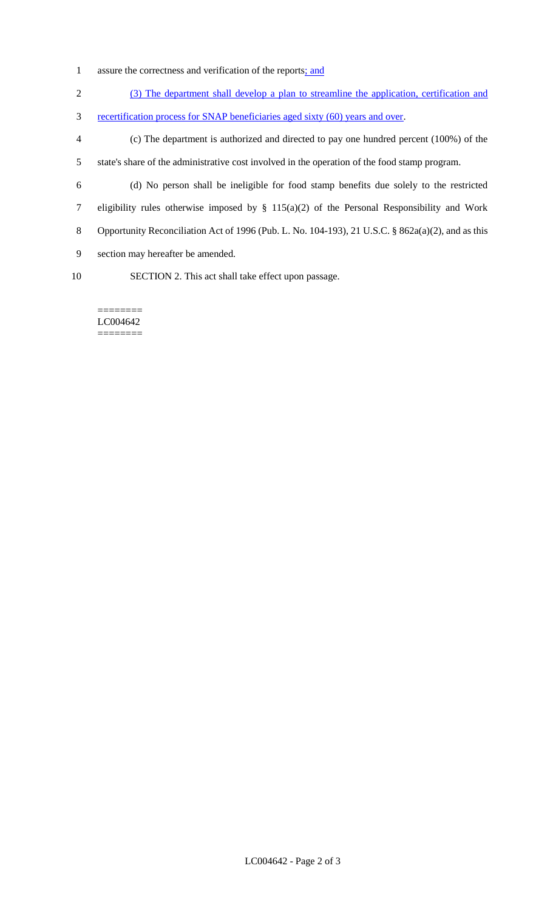assure the correctness and verification of the reports; and

(3) The department shall develop a plan to streamline the application, certification and recertification process for SNAP beneficiaries aged sixty (60) years and over.

(c) The department is authorized and directed to pay one hundred percent (100%) of the state's share of the administrative cost involved in the operation of the food stamp program.

(d) No person shall be ineligible for food stamp benefits due solely to the restricted eligibility rules otherwise imposed by § 115(a)(2) of the Personal Responsibility and Work Opportunity Reconciliation Act of 1996 (Pub. L. No. 104-193), 21 U.S.C. § 862a(a)(2), and as this section may hereafter be amended.

SECTION 2. This act shall take effect upon passage.

========
LC004642
========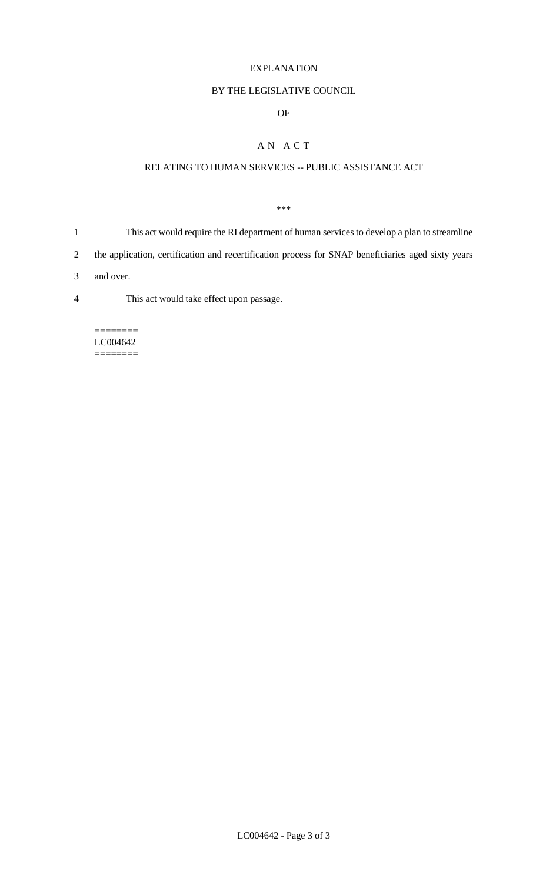EXPLANATION

BY THE LEGISLATIVE COUNCIL

OF

A N A C T

RELATING TO HUMAN SERVICES -- PUBLIC ASSISTANCE ACT

\*\*\*

1 This act would require the RI department of human services to develop a plan to streamline
2 the application, certification and recertification process for SNAP beneficiaries aged sixty years
3 and over.
4 This act would take effect upon passage.

========
LC004642
========